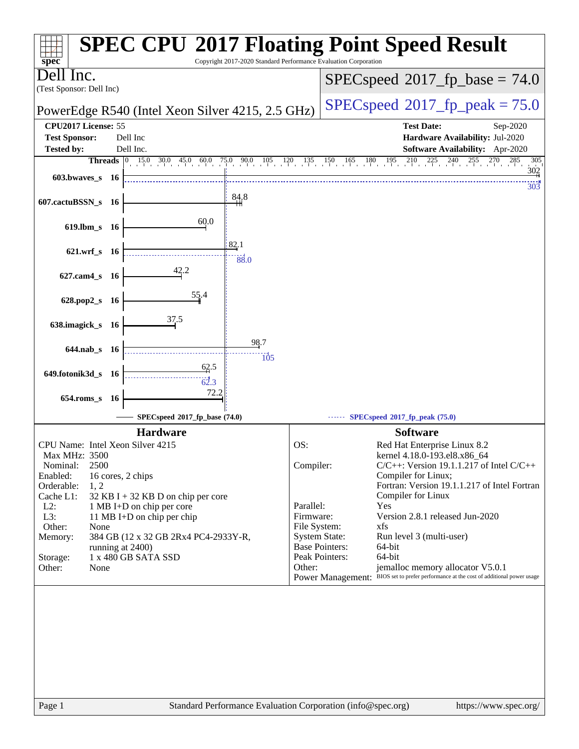# SPEC CPU 2017 Floating Point Speed Result

Copyright 2017-2020 Standard Performance Evaluation Corporation

**Dell Inc.**
(Test Sponsor: Dell Inc)

PowerEdge R540 (Intel Xeon Silver 4215, 2.5 GHz)

SPECspeed 2017_fp_base = 74.0

SPECspeed 2017_fp_peak = 75.0

| | | | |
|---|---|---|---|
| **CPU2017 License:** | 55 | **Test Date:** | Sep-2020 |
| **Test Sponsor:** | Dell Inc | **Hardware Availability:** | Jul-2020 |
| **Tested by:** | Dell Inc. | **Software Availability:** | Apr-2020 |

| Benchmark | Threads | Base | Peak |
|---|---|---|---|
| 603.bwaves_s | 16 | 302 | 303 |
| 607.cactuBSSN_s | 16 | 84.8 | |
| 619.lbm_s | 16 | 60.0 | |
| 621.wrf_s | 16 | 82.1 | 88.0 |
| 627.cam4_s | 16 | 42.2 | |
| 628.pop2_s | 16 | 55.4 | |
| 638.imagick_s | 16 | 37.5 | |
| 644.nab_s | 16 | 98.7 | 105 |
| 649.fotonik3d_s | 16 | 62.5 | 62.3 |
| 654.roms_s | 16 | 72.2 | |

SPECspeed 2017_fp_base (74.0) — SPECspeed 2017_fp_peak (75.0)

## Hardware

| | |
|---|---|
| CPU Name: | Intel Xeon Silver 4215 |
| Max MHz: | 3500 |
| Nominal: | 2500 |
| Enabled: | 16 cores, 2 chips |
| Orderable: | 1, 2 |
| Cache L1: | 32 KB I + 32 KB D on chip per core |
| L2: | 1 MB I+D on chip per core |
| L3: | 11 MB I+D on chip per chip |
| Other: | None |
| Memory: | 384 GB (12 x 32 GB 2Rx4 PC4-2933Y-R, running at 2400) |
| Storage: | 1 x 480 GB SATA SSD |
| Other: | None |

## Software

| | |
|---|---|
| OS: | Red Hat Enterprise Linux 8.2 kernel 4.18.0-193.el8.x86_64 |
| Compiler: | C/C++: Version 19.1.1.217 of Intel C/C++ Compiler for Linux; Fortran: Version 19.1.1.217 of Intel Fortran Compiler for Linux |
| Parallel: | Yes |
| Firmware: | Version 2.8.1 released Jun-2020 |
| File System: | xfs |
| System State: | Run level 3 (multi-user) |
| Base Pointers: | 64-bit |
| Peak Pointers: | 64-bit |
| Other: | jemalloc memory allocator V5.0.1 |
| Power Management: | BIOS set to prefer performance at the cost of additional power usage |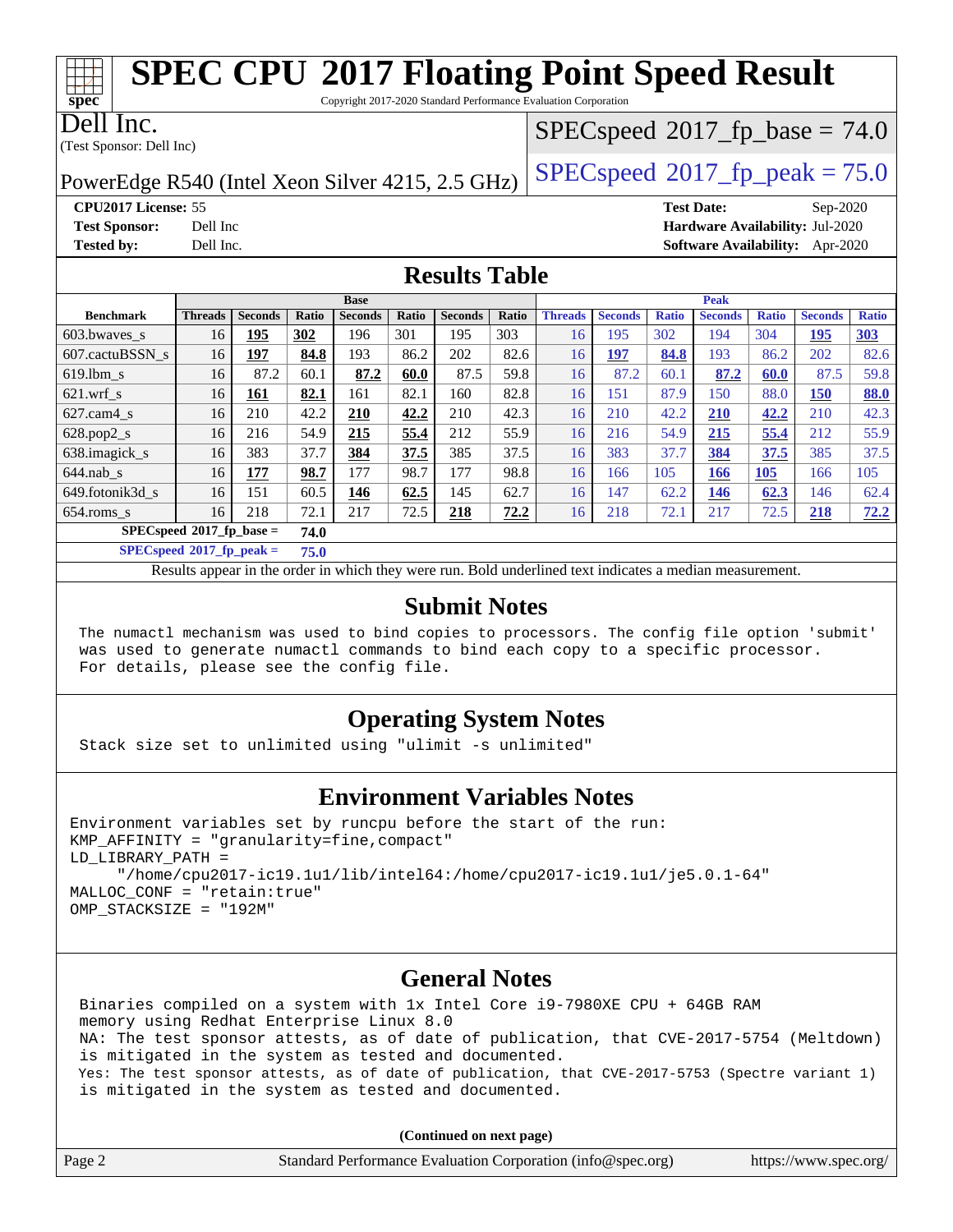# SPEC CPU 2017 Floating Point Speed Result

Copyright 2017-2020 Standard Performance Evaluation Corporation

**Dell Inc.**
(Test Sponsor: Dell Inc)

PowerEdge R540 (Intel Xeon Silver 4215, 2.5 GHz)

SPECspeed 2017_fp_base = 74.0

SPECspeed 2017_fp_peak = 75.0

**CPU2017 License:** 55
**Test Sponsor:** Dell Inc
**Tested by:** Dell Inc.

**Test Date:** Sep-2020
**Hardware Availability:** Jul-2020
**Software Availability:** Apr-2020

## Results Table

| Benchmark | Base | | | | | | | Peak | | | | | | |
|---|---|---|---|---|---|---|---|---|---|---|---|---|---|---|
| | Threads | Seconds | Ratio | Seconds | Ratio | Seconds | Ratio | Threads | Seconds | Ratio | Seconds | Ratio | Seconds | Ratio |
| 603.bwaves_s | 16 | **195** | **302** | 196 | 301 | 195 | 303 | 16 | 195 | 302 | 194 | 304 | **195** | **303** |
| 607.cactuBSSN_s | 16 | **197** | **84.8** | 193 | 86.2 | 202 | 82.6 | 16 | **197** | **84.8** | 193 | 86.2 | 202 | 82.6 |
| 619.lbm_s | 16 | 87.2 | 60.1 | **87.2** | **60.0** | 87.5 | 59.8 | 16 | 87.2 | 60.1 | **87.2** | **60.0** | 87.5 | 59.8 |
| 621.wrf_s | 16 | **161** | **82.1** | 161 | 82.1 | 160 | 82.8 | 16 | 151 | 87.9 | 150 | 88.0 | **150** | **88.0** |
| 627.cam4_s | 16 | 210 | 42.2 | **210** | **42.2** | 210 | 42.3 | 16 | 210 | 42.2 | **210** | **42.2** | 210 | 42.3 |
| 628.pop2_s | 16 | 216 | 54.9 | **215** | **55.4** | 212 | 55.9 | 16 | 216 | 54.9 | **215** | **55.4** | 212 | 55.9 |
| 638.imagick_s | 16 | 383 | 37.7 | **384** | **37.5** | 385 | 37.5 | 16 | 383 | 37.7 | **384** | **37.5** | 385 | 37.5 |
| 644.nab_s | 16 | **177** | **98.7** | 177 | 98.7 | 177 | 98.8 | 16 | 166 | 105 | **166** | **105** | 166 | 105 |
| 649.fotonik3d_s | 16 | 151 | 60.5 | **146** | **62.5** | 145 | 62.7 | 16 | 147 | 62.2 | **146** | **62.3** | 146 | 62.4 |
| 654.roms_s | 16 | 218 | 72.1 | 217 | 72.5 | **218** | **72.2** | 16 | 218 | 72.1 | 217 | 72.5 | **218** | **72.2** |
| SPECspeed 2017_fp_base = | 74.0 | | | | | | | | | | | | | |
| SPECspeed 2017_fp_peak = | 75.0 | | | | | | | | | | | | | |

Results appear in the order in which they were run. Bold underlined text indicates a median measurement.

## Submit Notes

```
The numactl mechanism was used to bind copies to processors. The config file option 'submit'
was used to generate numactl commands to bind each copy to a specific processor.
For details, please see the config file.
```

## Operating System Notes

```
Stack size set to unlimited using "ulimit -s unlimited"
```

## Environment Variables Notes

```
Environment variables set by runcpu before the start of the run:
KMP_AFFINITY = "granularity=fine,compact"
LD_LIBRARY_PATH =
     "/home/cpu2017-ic19.1u1/lib/intel64:/home/cpu2017-ic19.1u1/je5.0.1-64"
MALLOC_CONF = "retain:true"
OMP_STACKSIZE = "192M"
```

## General Notes

```
Binaries compiled on a system with 1x Intel Core i9-7980XE CPU + 64GB RAM
memory using Redhat Enterprise Linux 8.0
NA: The test sponsor attests, as of date of publication, that CVE-2017-5754 (Meltdown)
is mitigated in the system as tested and documented.
Yes: The test sponsor attests, as of date of publication, that CVE-2017-5753 (Spectre variant 1)
is mitigated in the system as tested and documented.
```

**(Continued on next page)**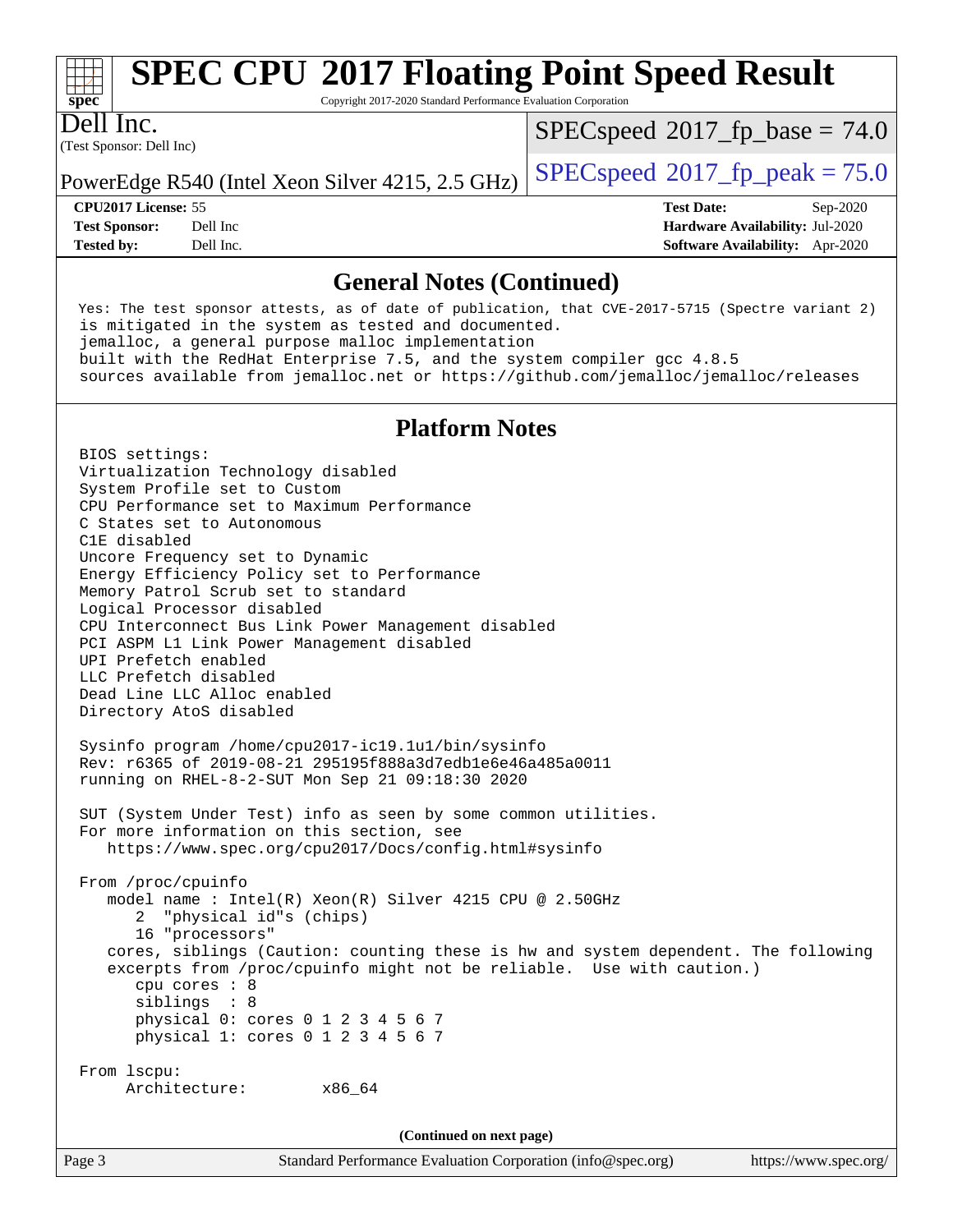# General Notes (Continued)

```
Yes: The test sponsor attests, as of date of publication, that CVE-2017-5715 (Spectre variant 2)
is mitigated in the system as tested and documented.
jemalloc, a general purpose malloc implementation
built with the RedHat Enterprise 7.5, and the system compiler gcc 4.8.5
sources available from jemalloc.net or https://github.com/jemalloc/jemalloc/releases
```

# Platform Notes

```
BIOS settings:
Virtualization Technology disabled
System Profile set to Custom
CPU Performance set to Maximum Performance
C States set to Autonomous
C1E disabled
Uncore Frequency set to Dynamic
Energy Efficiency Policy set to Performance
Memory Patrol Scrub set to standard
Logical Processor disabled
CPU Interconnect Bus Link Power Management disabled
PCI ASPM L1 Link Power Management disabled
UPI Prefetch enabled
LLC Prefetch disabled
Dead Line LLC Alloc enabled
Directory AtoS disabled

Sysinfo program /home/cpu2017-ic19.1u1/bin/sysinfo
Rev: r6365 of 2019-08-21 295195f888a3d7edb1e6e46a485a0011
running on RHEL-8-2-SUT Mon Sep 21 09:18:30 2020

SUT (System Under Test) info as seen by some common utilities.
For more information on this section, see
   https://www.spec.org/cpu2017/Docs/config.html#sysinfo

From /proc/cpuinfo
   model name : Intel(R) Xeon(R) Silver 4215 CPU @ 2.50GHz
      2  "physical id"s (chips)
      16 "processors"
   cores, siblings (Caution: counting these is hw and system dependent. The following
   excerpts from /proc/cpuinfo might not be reliable.  Use with caution.)
      cpu cores : 8
      siblings  : 8
      physical 0: cores 0 1 2 3 4 5 6 7
      physical 1: cores 0 1 2 3 4 5 6 7

From lscpu:
     Architecture:        x86_64
```

(Continued on next page)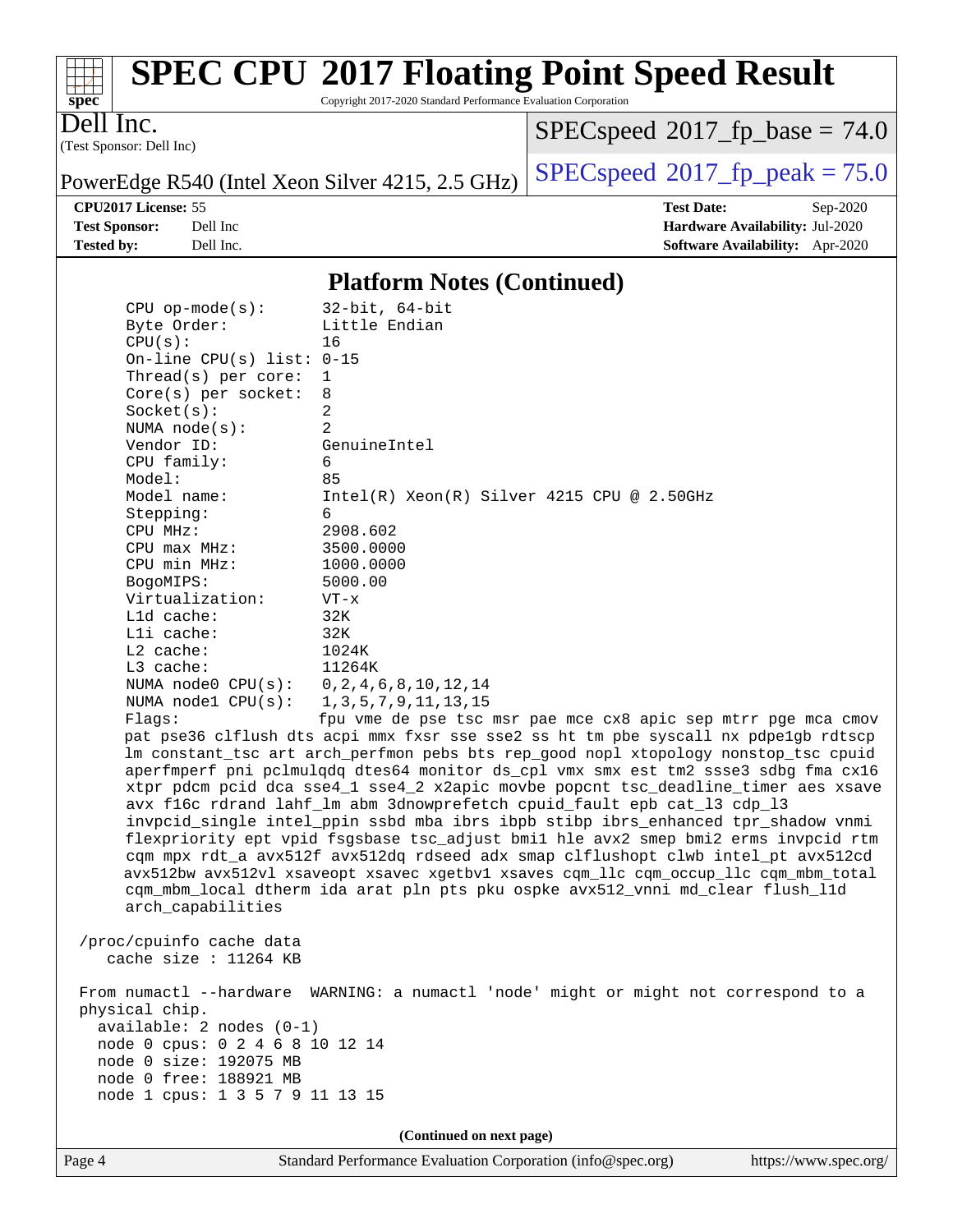## Platform Notes (Continued)

```
CPU op-mode(s):        32-bit, 64-bit
Byte Order:            Little Endian
CPU(s):                16
On-line CPU(s) list:   0-15
Thread(s) per core:    1
Core(s) per socket:    8
Socket(s):             2
NUMA node(s):          2
Vendor ID:             GenuineIntel
CPU family:            6
Model:                 85
Model name:            Intel(R) Xeon(R) Silver 4215 CPU @ 2.50GHz
Stepping:              6
CPU MHz:               2908.602
CPU max MHz:           3500.0000
CPU min MHz:           1000.0000
BogoMIPS:              5000.00
Virtualization:        VT-x
L1d cache:             32K
L1i cache:             32K
L2 cache:              1024K
L3 cache:              11264K
NUMA node0 CPU(s):     0,2,4,6,8,10,12,14
NUMA node1 CPU(s):     1,3,5,7,9,11,13,15
Flags:                 fpu vme de pse tsc msr pae mce cx8 apic sep mtrr pge mca cmov
pat pse36 clflush dts acpi mmx fxsr sse sse2 ss ht tm pbe syscall nx pdpe1gb rdtscp
lm constant_tsc art arch_perfmon pebs bts rep_good nopl xtopology nonstop_tsc cpuid
aperfmperf pni pclmulqdq dtes64 monitor ds_cpl vmx smx est tm2 ssse3 sdbg fma cx16
xtpr pdcm pcid dca sse4_1 sse4_2 x2apic movbe popcnt tsc_deadline_timer aes xsave
avx f16c rdrand lahf_lm abm 3dnowprefetch cpuid_fault epb cat_l3 cdp_l3
invpcid_single intel_ppin ssbd mba ibrs ibpb stibp ibrs_enhanced tpr_shadow vnmi
flexpriority ept vpid fsgsbase tsc_adjust bmi1 hle avx2 smep bmi2 erms invpcid rtm
cqm mpx rdt_a avx512f avx512dq rdseed adx smap clflushopt clwb intel_pt avx512cd
avx512bw avx512vl xsaveopt xsavec xgetbv1 xsaves cqm_llc cqm_occup_llc cqm_mbm_total
cqm_mbm_local dtherm ida arat pln pts pku ospke avx512_vnni md_clear flush_l1d
arch_capabilities

/proc/cpuinfo cache data
   cache size : 11264 KB

From numactl --hardware  WARNING: a numactl 'node' might or might not correspond to a
physical chip.
  available: 2 nodes (0-1)
  node 0 cpus: 0 2 4 6 8 10 12 14
  node 0 size: 192075 MB
  node 0 free: 188921 MB
  node 1 cpus: 1 3 5 7 9 11 13 15
```

(Continued on next page)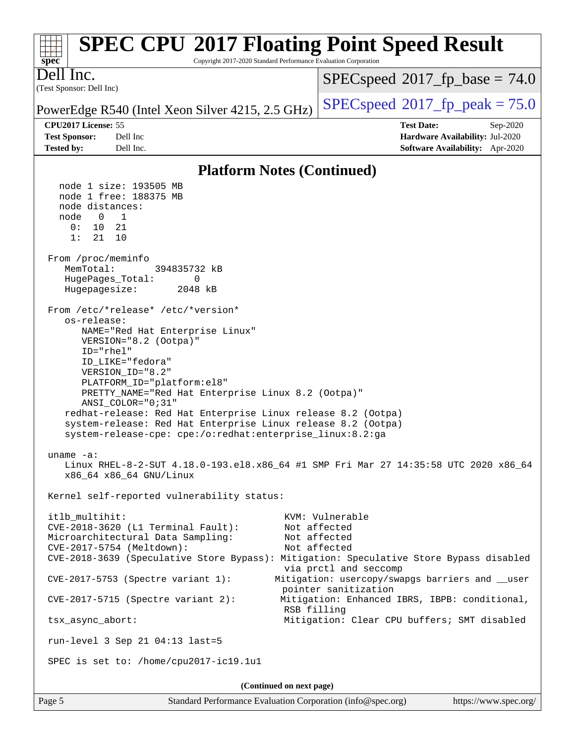## Platform Notes (Continued)

```
   node 1 size: 193505 MB
   node 1 free: 188375 MB
   node distances:
   node   0   1
     0:  10  21
     1:  21  10

 From /proc/meminfo
    MemTotal:       394835732 kB
    HugePages_Total:       0
    Hugepagesize:       2048 kB

 From /etc/*release* /etc/*version*
    os-release:
       NAME="Red Hat Enterprise Linux"
       VERSION="8.2 (Ootpa)"
       ID="rhel"
       ID_LIKE="fedora"
       VERSION_ID="8.2"
       PLATFORM_ID="platform:el8"
       PRETTY_NAME="Red Hat Enterprise Linux 8.2 (Ootpa)"
       ANSI_COLOR="0;31"
    redhat-release: Red Hat Enterprise Linux release 8.2 (Ootpa)
    system-release: Red Hat Enterprise Linux release 8.2 (Ootpa)
    system-release-cpe: cpe:/o:redhat:enterprise_linux:8.2:ga

 uname -a:
    Linux RHEL-8-2-SUT 4.18.0-193.el8.x86_64 #1 SMP Fri Mar 27 14:35:58 UTC 2020 x86_64
    x86_64 x86_64 GNU/Linux

 Kernel self-reported vulnerability status:

 itlb_multihit:                                         KVM: Vulnerable
 CVE-2018-3620 (L1 Terminal Fault):                     Not affected
 Microarchitectural Data Sampling:                      Not affected
 CVE-2017-5754 (Meltdown):                              Not affected
 CVE-2018-3639 (Speculative Store Bypass): Mitigation: Speculative Store Bypass disabled
                                                        via prctl and seccomp
 CVE-2017-5753 (Spectre variant 1):                    Mitigation: usercopy/swapgs barriers and __user
                                                        pointer sanitization
 CVE-2017-5715 (Spectre variant 2):                    Mitigation: Enhanced IBRS, IBPB: conditional,
                                                        RSB filling
 tsx_async_abort:                                       Mitigation: Clear CPU buffers; SMT disabled

 run-level 3 Sep 21 04:13 last=5

 SPEC is set to: /home/cpu2017-ic19.1u1
```

**(Continued on next page)**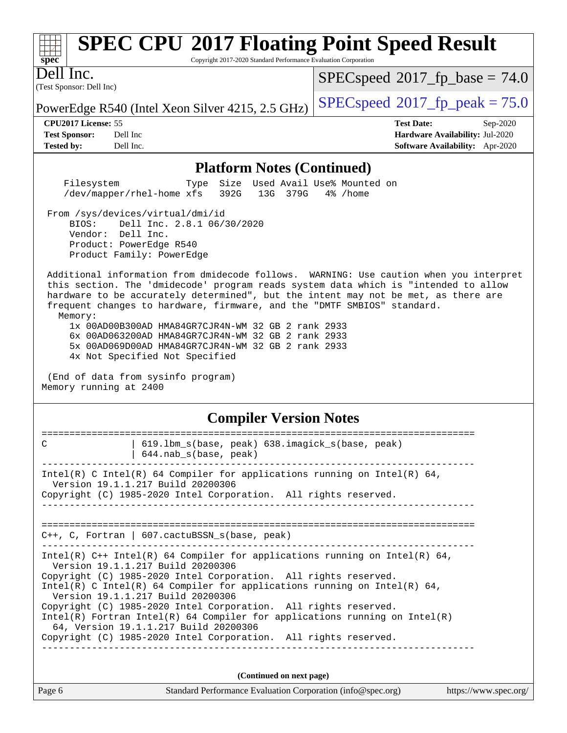## Platform Notes (Continued)

```
    Filesystem              Type  Size  Used Avail Use% Mounted on
    /dev/mapper/rhel-home xfs   392G   13G  379G   4% /home

 From /sys/devices/virtual/dmi/id
     BIOS:    Dell Inc. 2.8.1 06/30/2020
     Vendor:  Dell Inc.
     Product: PowerEdge R540
     Product Family: PowerEdge

 Additional information from dmidecode follows.  WARNING: Use caution when you interpret
 this section. The 'dmidecode' program reads system data which is "intended to allow
 hardware to be accurately determined", but the intent may not be met, as there are
 frequent changes to hardware, firmware, and the "DMTF SMBIOS" standard.
   Memory:
     1x 00AD00B300AD HMA84GR7CJR4N-WM 32 GB 2 rank 2933
     6x 00AD063200AD HMA84GR7CJR4N-WM 32 GB 2 rank 2933
     5x 00AD069D00AD HMA84GR7CJR4N-WM 32 GB 2 rank 2933
     4x Not Specified Not Specified

 (End of data from sysinfo program)
Memory running at 2400
```

## Compiler Version Notes

```
==============================================================================
C               | 619.lbm_s(base, peak) 638.imagick_s(base, peak)
                | 644.nab_s(base, peak)
------------------------------------------------------------------------------
Intel(R) C Intel(R) 64 Compiler for applications running on Intel(R) 64,
  Version 19.1.1.217 Build 20200306
Copyright (C) 1985-2020 Intel Corporation.  All rights reserved.
------------------------------------------------------------------------------

==============================================================================
C++, C, Fortran | 607.cactuBSSN_s(base, peak)
------------------------------------------------------------------------------
Intel(R) C++ Intel(R) 64 Compiler for applications running on Intel(R) 64,
  Version 19.1.1.217 Build 20200306
Copyright (C) 1985-2020 Intel Corporation.  All rights reserved.
Intel(R) C Intel(R) 64 Compiler for applications running on Intel(R) 64,
  Version 19.1.1.217 Build 20200306
Copyright (C) 1985-2020 Intel Corporation.  All rights reserved.
Intel(R) Fortran Intel(R) 64 Compiler for applications running on Intel(R)
  64, Version 19.1.1.217 Build 20200306
Copyright (C) 1985-2020 Intel Corporation.  All rights reserved.
------------------------------------------------------------------------------
```

(Continued on next page)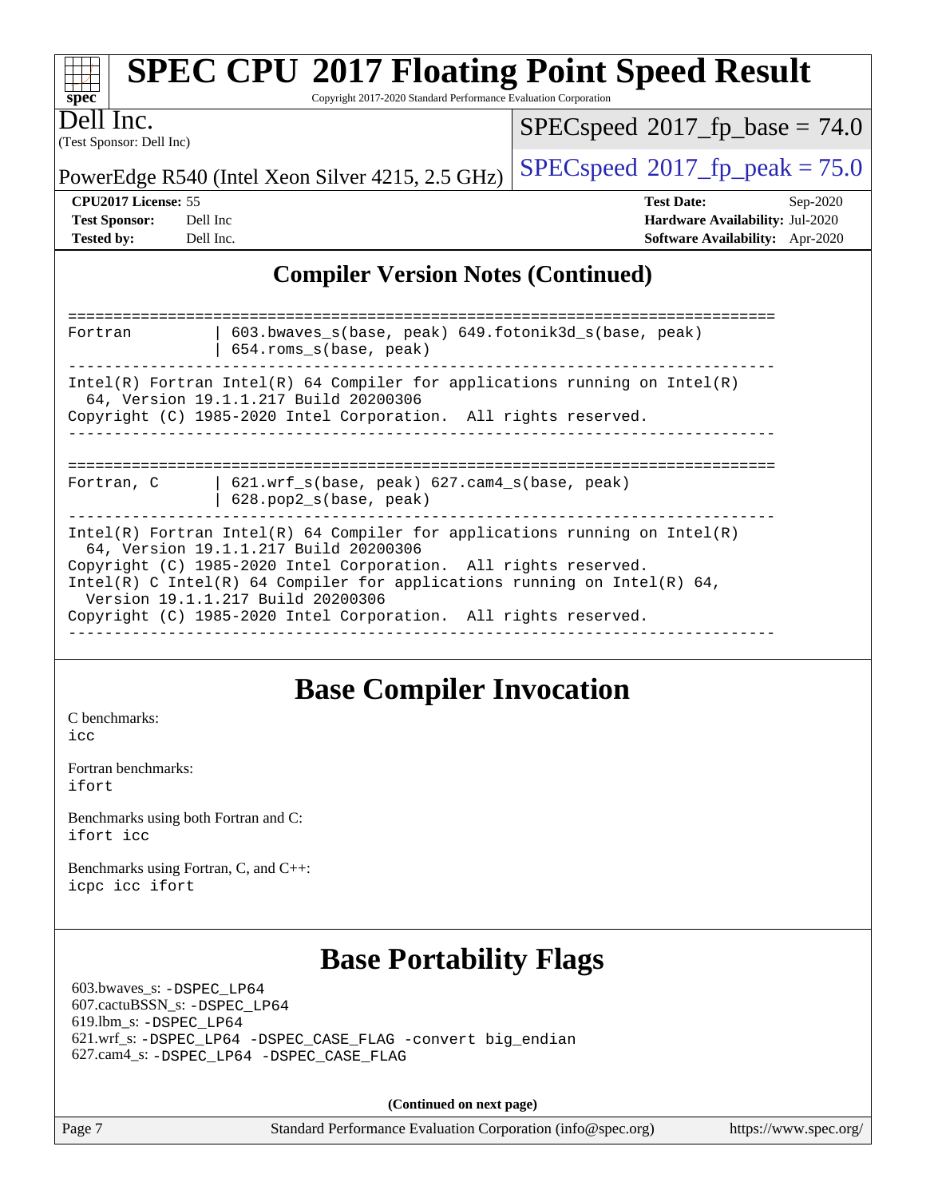## Compiler Version Notes (Continued)

```
==============================================================================
Fortran         | 603.bwaves_s(base, peak) 649.fotonik3d_s(base, peak)
                | 654.roms_s(base, peak)
------------------------------------------------------------------------------
Intel(R) Fortran Intel(R) 64 Compiler for applications running on Intel(R)
  64, Version 19.1.1.217 Build 20200306
Copyright (C) 1985-2020 Intel Corporation.  All rights reserved.
------------------------------------------------------------------------------

==============================================================================
Fortran, C      | 621.wrf_s(base, peak) 627.cam4_s(base, peak)
                | 628.pop2_s(base, peak)
------------------------------------------------------------------------------
Intel(R) Fortran Intel(R) 64 Compiler for applications running on Intel(R)
  64, Version 19.1.1.217 Build 20200306
Copyright (C) 1985-2020 Intel Corporation.  All rights reserved.
Intel(R) C Intel(R) 64 Compiler for applications running on Intel(R) 64,
  Version 19.1.1.217 Build 20200306
Copyright (C) 1985-2020 Intel Corporation.  All rights reserved.
------------------------------------------------------------------------------
```

## Base Compiler Invocation

C benchmarks:
`icc`

Fortran benchmarks:
`ifort`

Benchmarks using both Fortran and C:
`ifort icc`

Benchmarks using Fortran, C, and C++:
`icpc icc ifort`

## Base Portability Flags

603.bwaves_s: `-DSPEC_LP64`
607.cactuBSSN_s: `-DSPEC_LP64`
619.lbm_s: `-DSPEC_LP64`
621.wrf_s: `-DSPEC_LP64 -DSPEC_CASE_FLAG -convert big_endian`
627.cam4_s: `-DSPEC_LP64 -DSPEC_CASE_FLAG`

**(Continued on next page)**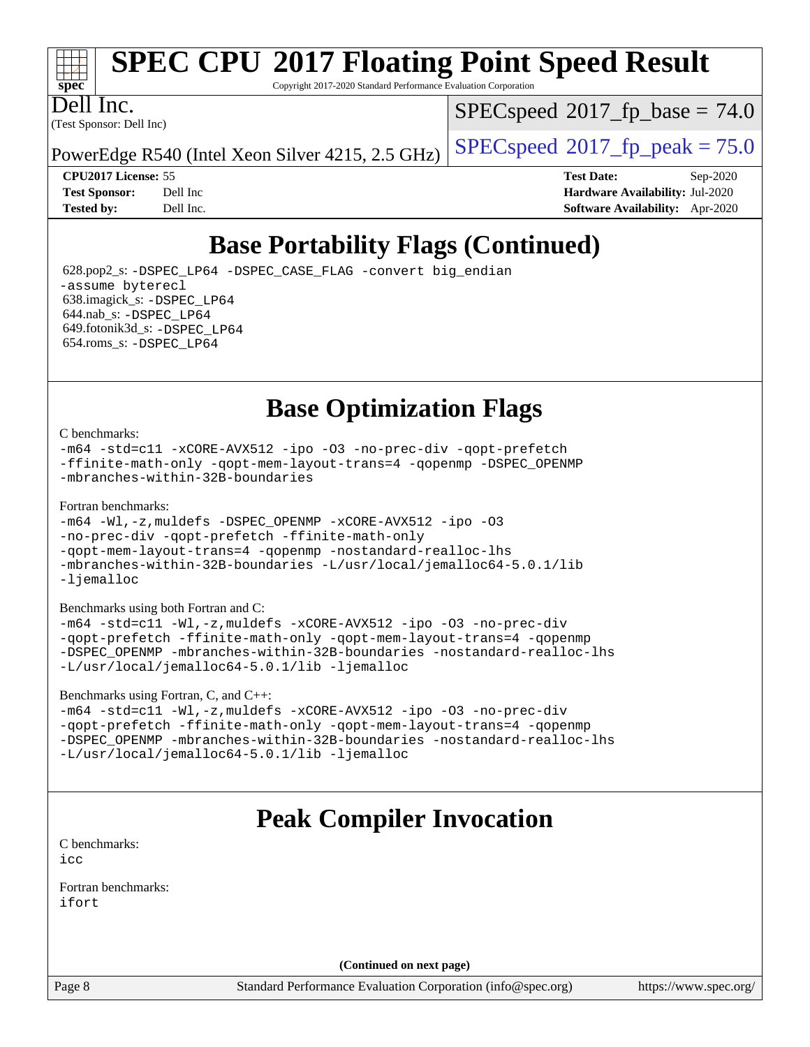## Base Portability Flags (Continued)

628.pop2_s: -DSPEC_LP64 -DSPEC_CASE_FLAG -convert big_endian -assume byterecl
638.imagick_s: -DSPEC_LP64
644.nab_s: -DSPEC_LP64
649.fotonik3d_s: -DSPEC_LP64
654.roms_s: -DSPEC_LP64

## Base Optimization Flags

C benchmarks:
-m64 -std=c11 -xCORE-AVX512 -ipo -O3 -no-prec-div -qopt-prefetch -ffinite-math-only -qopt-mem-layout-trans=4 -qopenmp -DSPEC_OPENMP -mbranches-within-32B-boundaries

Fortran benchmarks:
-m64 -Wl,-z,muldefs -DSPEC_OPENMP -xCORE-AVX512 -ipo -O3 -no-prec-div -qopt-prefetch -ffinite-math-only -qopt-mem-layout-trans=4 -qopenmp -nostandard-realloc-lhs -mbranches-within-32B-boundaries -L/usr/local/jemalloc64-5.0.1/lib -ljemalloc

Benchmarks using both Fortran and C:
-m64 -std=c11 -Wl,-z,muldefs -xCORE-AVX512 -ipo -O3 -no-prec-div -qopt-prefetch -ffinite-math-only -qopt-mem-layout-trans=4 -qopenmp -DSPEC_OPENMP -mbranches-within-32B-boundaries -nostandard-realloc-lhs -L/usr/local/jemalloc64-5.0.1/lib -ljemalloc

Benchmarks using Fortran, C, and C++:
-m64 -std=c11 -Wl,-z,muldefs -xCORE-AVX512 -ipo -O3 -no-prec-div -qopt-prefetch -ffinite-math-only -qopt-mem-layout-trans=4 -qopenmp -DSPEC_OPENMP -mbranches-within-32B-boundaries -nostandard-realloc-lhs -L/usr/local/jemalloc64-5.0.1/lib -ljemalloc

## Peak Compiler Invocation

C benchmarks:
icc

Fortran benchmarks:
ifort

(Continued on next page)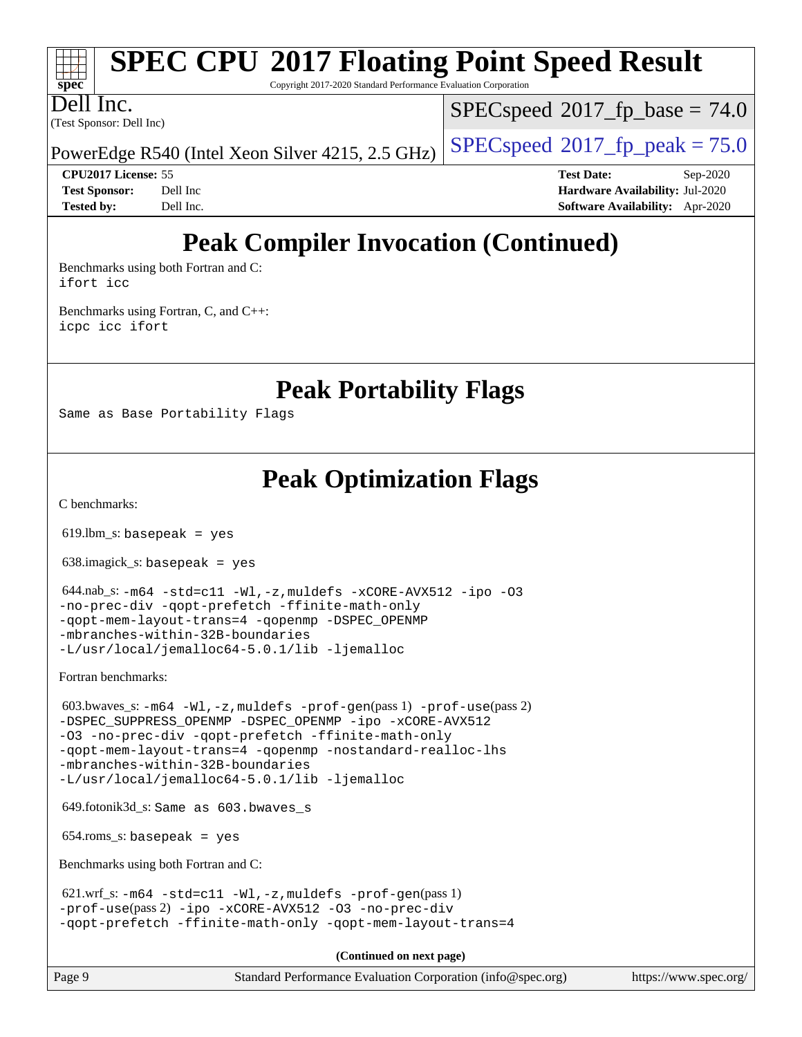# Peak Compiler Invocation (Continued)

Benchmarks using both Fortran and C:
ifort icc

Benchmarks using Fortran, C, and C++:
icpc icc ifort

# Peak Portability Flags

Same as Base Portability Flags

# Peak Optimization Flags

C benchmarks:

619.lbm_s: basepeak = yes

638.imagick_s: basepeak = yes

644.nab_s: -m64 -std=c11 -Wl,-z,muldefs -xCORE-AVX512 -ipo -O3 -no-prec-div -qopt-prefetch -ffinite-math-only -qopt-mem-layout-trans=4 -qopenmp -DSPEC_OPENMP -mbranches-within-32B-boundaries -L/usr/local/jemalloc64-5.0.1/lib -ljemalloc

Fortran benchmarks:

603.bwaves_s: -m64 -Wl,-z,muldefs -prof-gen(pass 1) -prof-use(pass 2) -DSPEC_SUPPRESS_OPENMP -DSPEC_OPENMP -ipo -xCORE-AVX512 -O3 -no-prec-div -qopt-prefetch -ffinite-math-only -qopt-mem-layout-trans=4 -qopenmp -nostandard-realloc-lhs -mbranches-within-32B-boundaries -L/usr/local/jemalloc64-5.0.1/lib -ljemalloc

649.fotonik3d_s: Same as 603.bwaves_s

654.roms_s: basepeak = yes

Benchmarks using both Fortran and C:

621.wrf_s: -m64 -std=c11 -Wl,-z,muldefs -prof-gen(pass 1) -prof-use(pass 2) -ipo -xCORE-AVX512 -O3 -no-prec-div -qopt-prefetch -ffinite-math-only -qopt-mem-layout-trans=4

**(Continued on next page)**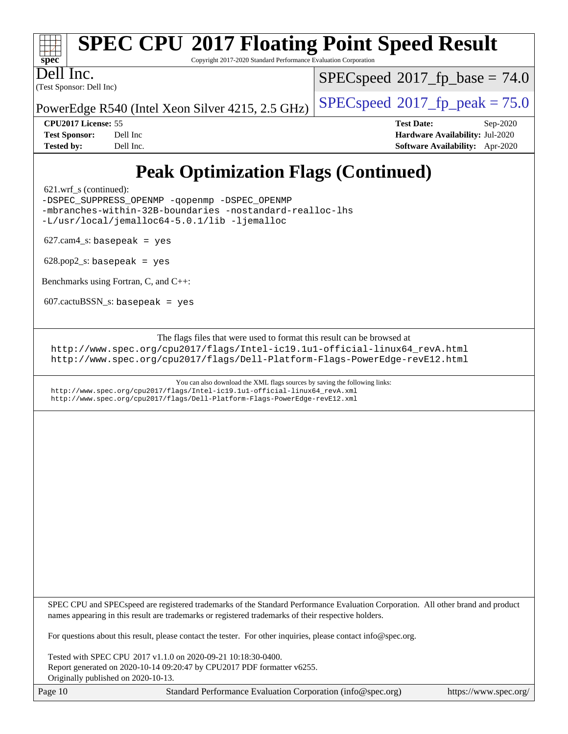# Peak Optimization Flags (Continued)

621.wrf_s (continued):
-DSPEC_SUPPRESS_OPENMP -qopenmp -DSPEC_OPENMP
-mbranches-within-32B-boundaries -nostandard-realloc-lhs
-L/usr/local/jemalloc64-5.0.1/lib -ljemalloc

627.cam4_s: basepeak = yes

628.pop2_s: basepeak = yes

Benchmarks using Fortran, C, and C++:

607.cactuBSSN_s: basepeak = yes

The flags files that were used to format this result can be browsed at
http://www.spec.org/cpu2017/flags/Intel-ic19.1u1-official-linux64_revA.html
http://www.spec.org/cpu2017/flags/Dell-Platform-Flags-PowerEdge-revE12.html

You can also download the XML flags sources by saving the following links:
http://www.spec.org/cpu2017/flags/Intel-ic19.1u1-official-linux64_revA.xml
http://www.spec.org/cpu2017/flags/Dell-Platform-Flags-PowerEdge-revE12.xml

SPEC CPU and SPECspeed are registered trademarks of the Standard Performance Evaluation Corporation. All other brand and product names appearing in this result are trademarks or registered trademarks of their respective holders.

For questions about this result, please contact the tester. For other inquiries, please contact info@spec.org.

Tested with SPEC CPU 2017 v1.1.0 on 2020-09-21 10:18:30-0400.
Report generated on 2020-10-14 09:20:47 by CPU2017 PDF formatter v6255.
Originally published on 2020-10-13.